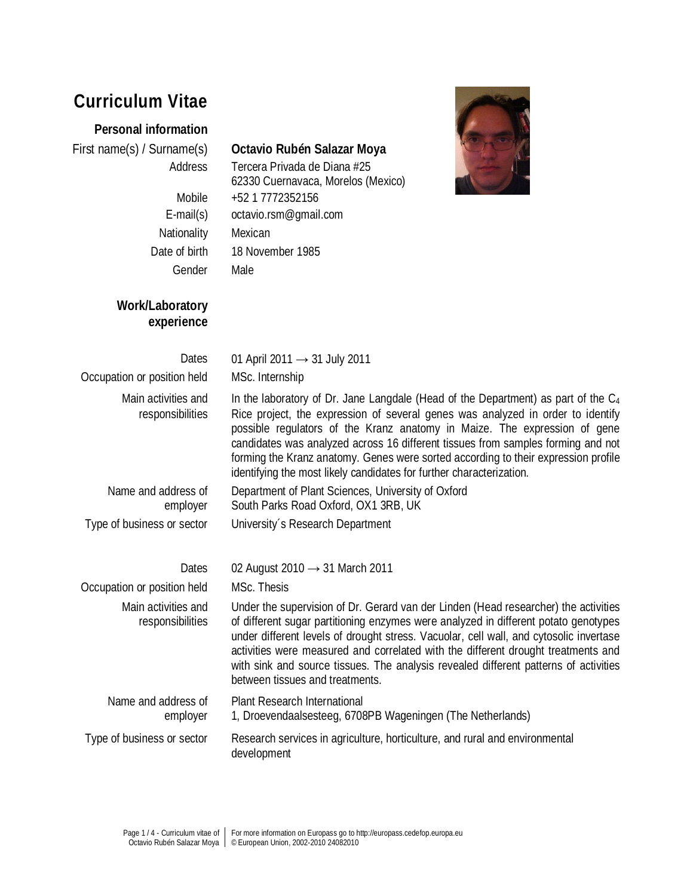# Curriculum Vitae

## Personal information

| | |
|---|---|
| First name(s) / Surname(s) | **Octavio Rubén Salazar Moya** |
| Address | Tercera Privada de Diana #25<br>62330 Cuernavaca, Morelos (Mexico) |
| Mobile | +52 1 7772352156 |
| E-mail(s) | octavio.rsm@gmail.com |
| Nationality | Mexican |
| Date of birth | 18 November 1985 |
| Gender | Male |

## Work/Laboratory experience

| | |
|---|---|
| Dates | 01 April 2011 → 31 July 2011 |
| Occupation or position held | MSc. Internship |
| Main activities and responsibilities | In the laboratory of Dr. Jane Langdale (Head of the Department) as part of the $C_4$ Rice project, the expression of several genes was analyzed in order to identify possible regulators of the Kranz anatomy in Maize. The expression of gene candidates was analyzed across 16 different tissues from samples forming and not forming the Kranz anatomy. Genes were sorted according to their expression profile identifying the most likely candidates for further characterization. |
| Name and address of employer | Department of Plant Sciences, University of Oxford<br>South Parks Road Oxford, OX1 3RB, UK |
| Type of business or sector | University´s Research Department |

| | |
|---|---|
| Dates | 02 August 2010 → 31 March 2011 |
| Occupation or position held | MSc. Thesis |
| Main activities and responsibilities | Under the supervision of Dr. Gerard van der Linden (Head researcher) the activities of different sugar partitioning enzymes were analyzed in different potato genotypes under different levels of drought stress. Vacuolar, cell wall, and cytosolic invertase activities were measured and correlated with the different drought treatments and with sink and source tissues. The analysis revealed different patterns of activities between tissues and treatments. |
| Name and address of employer | Plant Research International<br>1, Droevendaalsesteeg, 6708PB Wageningen (The Netherlands) |
| Type of business or sector | Research services in agriculture, horticulture, and rural and environmental development |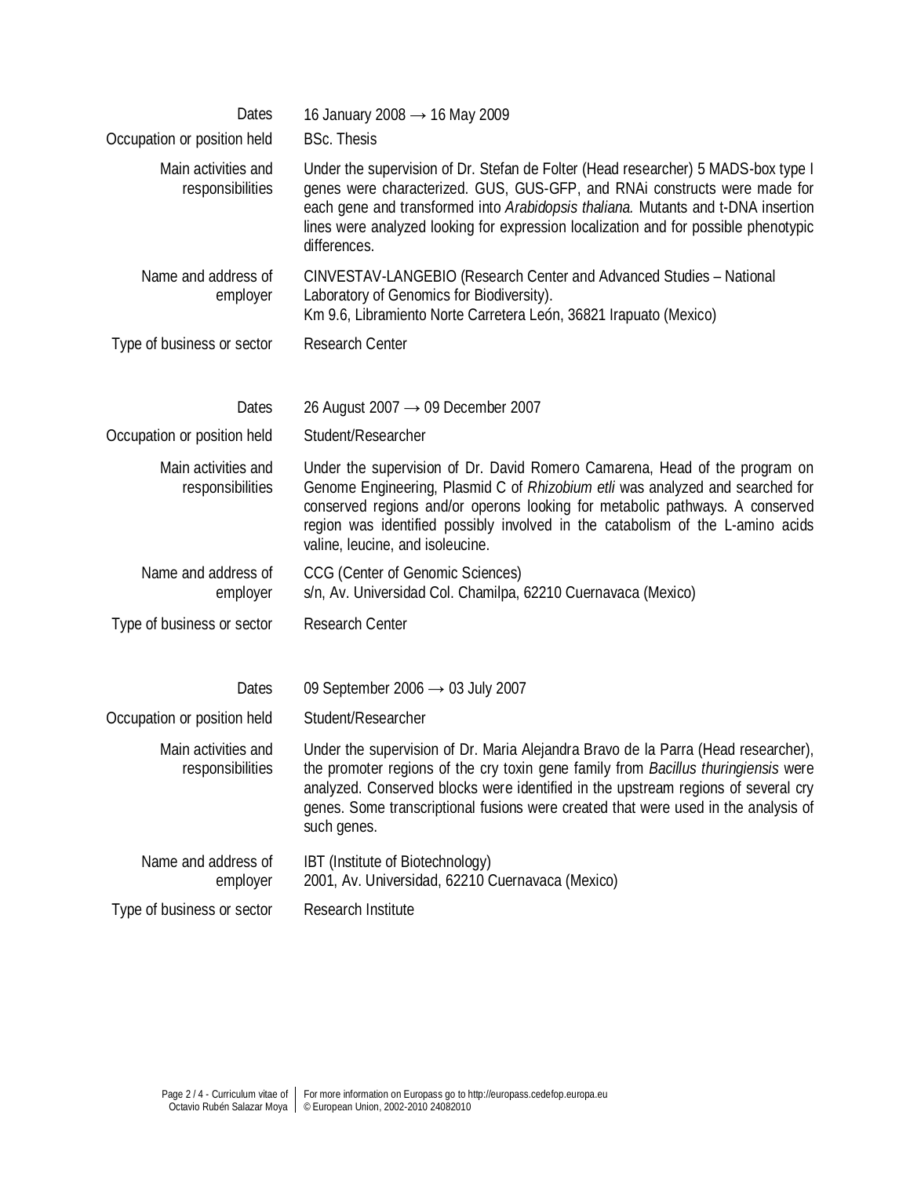| | |
|---|---|
| Dates | 16 January 2008 → 16 May 2009 |
| Occupation or position held | BSc. Thesis |
| Main activities and responsibilities | Under the supervision of Dr. Stefan de Folter (Head researcher) 5 MADS-box type I genes were characterized. GUS, GUS-GFP, and RNAi constructs were made for each gene and transformed into *Arabidopsis thaliana.* Mutants and t-DNA insertion lines were analyzed looking for expression localization and for possible phenotypic differences. |
| Name and address of employer | CINVESTAV-LANGEBIO (Research Center and Advanced Studies – National Laboratory of Genomics for Biodiversity).<br>Km 9.6, Libramiento Norte Carretera León, 36821 Irapuato (Mexico) |
| Type of business or sector | Research Center |

| | |
|---|---|
| Dates | 26 August 2007 → 09 December 2007 |
| Occupation or position held | Student/Researcher |
| Main activities and responsibilities | Under the supervision of Dr. David Romero Camarena, Head of the program on Genome Engineering, Plasmid C of *Rhizobium etli* was analyzed and searched for conserved regions and/or operons looking for metabolic pathways. A conserved region was identified possibly involved in the catabolism of the L-amino acids valine, leucine, and isoleucine. |
| Name and address of employer | CCG (Center of Genomic Sciences)<br>s/n, Av. Universidad Col. Chamilpa, 62210 Cuernavaca (Mexico) |
| Type of business or sector | Research Center |

| | |
|---|---|
| Dates | 09 September 2006 → 03 July 2007 |
| Occupation or position held | Student/Researcher |
| Main activities and responsibilities | Under the supervision of Dr. Maria Alejandra Bravo de la Parra (Head researcher), the promoter regions of the cry toxin gene family from *Bacillus thuringiensis* were analyzed. Conserved blocks were identified in the upstream regions of several cry genes. Some transcriptional fusions were created that were used in the analysis of such genes. |
| Name and address of employer | IBT (Institute of Biotechnology)<br>2001, Av. Universidad, 62210 Cuernavaca (Mexico) |
| Type of business or sector | Research Institute |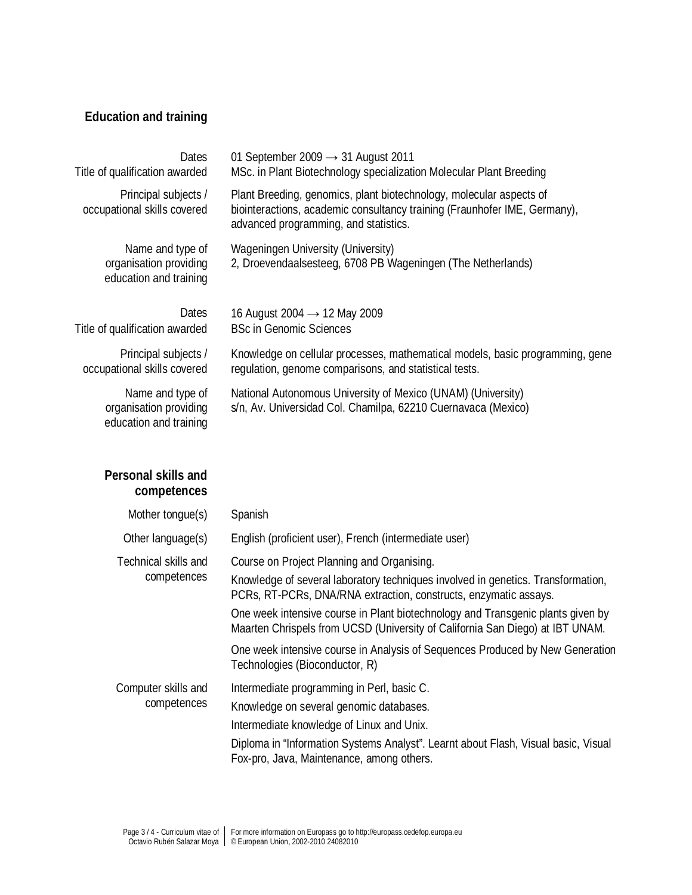## Education and training

| | |
|---|---|
| Dates | 01 September 2009 → 31 August 2011 |
| Title of qualification awarded | MSc. in Plant Biotechnology specialization Molecular Plant Breeding |
| Principal subjects / occupational skills covered | Plant Breeding, genomics, plant biotechnology, molecular aspects of biointeractions, academic consultancy training (Fraunhofer IME, Germany), advanced programming, and statistics. |
| Name and type of organisation providing education and training | Wageningen University (University)<br>2, Droevendaalsesteeg, 6708 PB Wageningen (The Netherlands) |

| | |
|---|---|
| Dates | 16 August 2004 → 12 May 2009 |
| Title of qualification awarded | BSc in Genomic Sciences |
| Principal subjects / occupational skills covered | Knowledge on cellular processes, mathematical models, basic programming, gene regulation, genome comparisons, and statistical tests. |
| Name and type of organisation providing education and training | National Autonomous University of Mexico (UNAM) (University)<br>s/n, Av. Universidad Col. Chamilpa, 62210 Cuernavaca (Mexico) |

## Personal skills and competences

| | |
|---|---|
| Mother tongue(s) | Spanish |
| Other language(s) | English (proficient user), French (intermediate user) |
| Technical skills and competences | Course on Project Planning and Organising.<br>Knowledge of several laboratory techniques involved in genetics. Transformation, PCRs, RT-PCRs, DNA/RNA extraction, constructs, enzymatic assays.<br>One week intensive course in Plant biotechnology and Transgenic plants given by Maarten Chrispels from UCSD (University of California San Diego) at IBT UNAM.<br>One week intensive course in Analysis of Sequences Produced by New Generation Technologies (Bioconductor, R) |
| Computer skills and competences | Intermediate programming in Perl, basic C.<br>Knowledge on several genomic databases.<br>Intermediate knowledge of Linux and Unix.<br>Diploma in "Information Systems Analyst". Learnt about Flash, Visual basic, Visual Fox-pro, Java, Maintenance, among others. |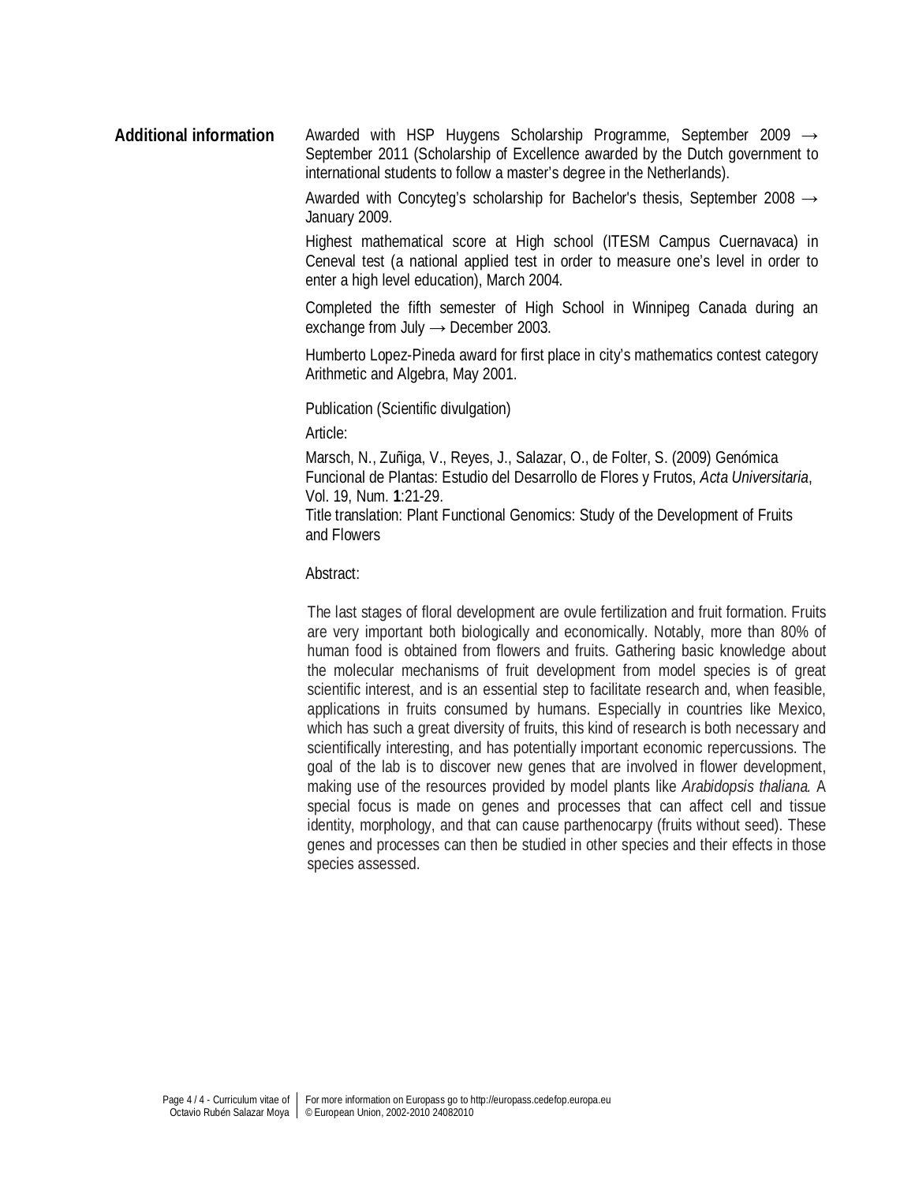## Additional information

Awarded with HSP Huygens Scholarship Programme, September 2009 → September 2011 (Scholarship of Excellence awarded by the Dutch government to international students to follow a master's degree in the Netherlands).

Awarded with Concyteg's scholarship for Bachelor's thesis, September 2008 → January 2009.

Highest mathematical score at High school (ITESM Campus Cuernavaca) in Ceneval test (a national applied test in order to measure one's level in order to enter a high level education), March 2004.

Completed the fifth semester of High School in Winnipeg Canada during an exchange from July → December 2003.

Humberto Lopez-Pineda award for first place in city's mathematics contest category Arithmetic and Algebra, May 2001.

Publication (Scientific divulgation)

Article:

Marsch, N., Zuñiga, V., Reyes, J., Salazar, O., de Folter, S. (2009) Genómica Funcional de Plantas: Estudio del Desarrollo de Flores y Frutos, *Acta Universitaria*, Vol. 19, Num. **1**:21-29.
Title translation: Plant Functional Genomics: Study of the Development of Fruits and Flowers

Abstract:

The last stages of floral development are ovule fertilization and fruit formation. Fruits are very important both biologically and economically. Notably, more than 80% of human food is obtained from flowers and fruits. Gathering basic knowledge about the molecular mechanisms of fruit development from model species is of great scientific interest, and is an essential step to facilitate research and, when feasible, applications in fruits consumed by humans. Especially in countries like Mexico, which has such a great diversity of fruits, this kind of research is both necessary and scientifically interesting, and has potentially important economic repercussions. The goal of the lab is to discover new genes that are involved in flower development, making use of the resources provided by model plants like *Arabidopsis thaliana*. A special focus is made on genes and processes that can affect cell and tissue identity, morphology, and that can cause parthenocarpy (fruits without seed). These genes and processes can then be studied in other species and their effects in those species assessed.